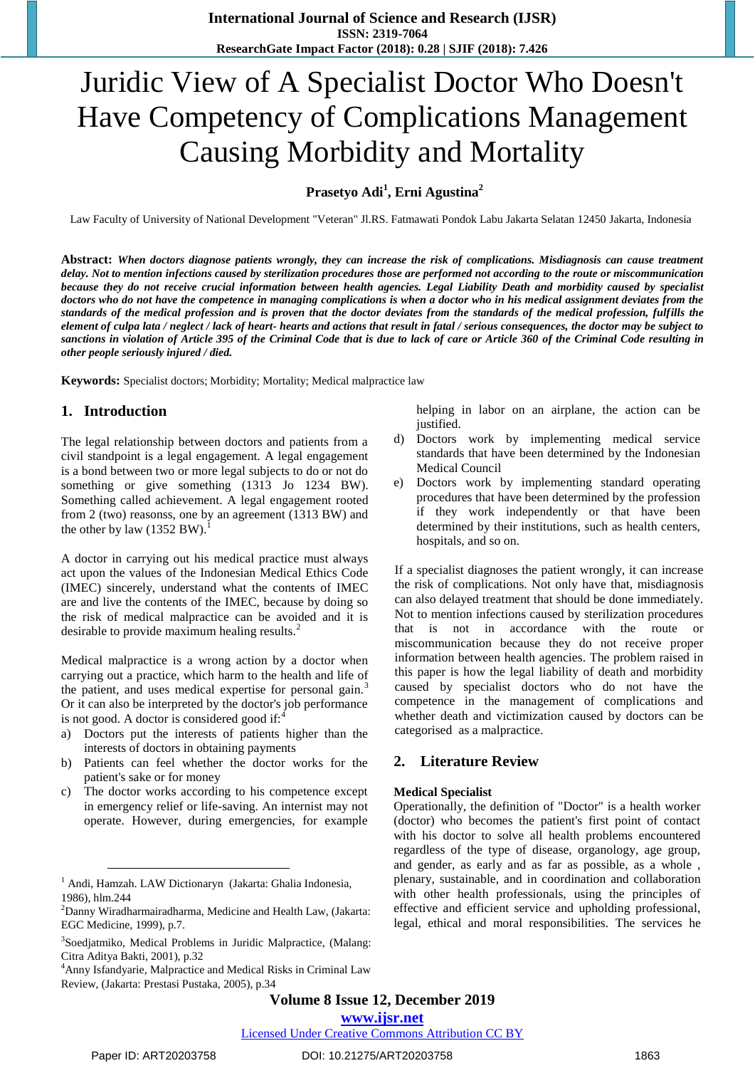# Juridic View of A Specialist Doctor Who Doesn't Have Competency of Complications Management Causing Morbidity and Mortality

**Prasetyo Adi[1], Erni Agustina[2]**

Law Faculty of University of National Development "Veteran" Jl.RS. Fatmawati Pondok Labu Jakarta Selatan 12450 Jakarta, Indonesia

**Abstract:** ***When doctors diagnose patients wrongly, they can increase the risk of complications. Misdiagnosis can cause treatment delay. Not to mention infections caused by sterilization procedures those are performed not according to the route or miscommunication because they do not receive crucial information between health agencies. Legal Liability Death and morbidity caused by specialist doctors who do not have the competence in managing complications is when a doctor who in his medical assignment deviates from the standards of the medical profession and is proven that the doctor deviates from the standards of the medical profession, fulfills the element of culpa lata / neglect / lack of heart- hearts and actions that result in fatal / serious consequences, the doctor may be subject to sanctions in violation of Article 395 of the Criminal Code that is due to lack of care or Article 360 of the Criminal Code resulting in other people seriously injured / died.***

**Keywords:** Specialist doctors; Morbidity; Mortality; Medical malpractice law

## 1. Introduction

The legal relationship between doctors and patients from a civil standpoint is a legal engagement. A legal engagement is a bond between two or more legal subjects to do or not do something or give something (1313 Jo 1234 BW). Something called achievement. A legal engagement rooted from 2 (two) reasonss, one by an agreement (1313 BW) and the other by law (1352 BW).[1]

A doctor in carrying out his medical practice must always act upon the values of the Indonesian Medical Ethics Code (IMEC) sincerely, understand what the contents of IMEC are and live the contents of the IMEC, because by doing so the risk of medical malpractice can be avoided and it is desirable to provide maximum healing results.[2]

Medical malpractice is a wrong action by a doctor when carrying out a practice, which harm to the health and life of the patient, and uses medical expertise for personal gain.[3] Or it can also be interpreted by the doctor's job performance is not good. A doctor is considered good if:[4]

a) Doctors put the interests of patients higher than the interests of doctors in obtaining payments
b) Patients can feel whether the doctor works for the patient's sake or for money
c) The doctor works according to his competence except in emergency relief or life-saving. An internist may not operate. However, during emergencies, for example helping in labor on an airplane, the action can be justified.
d) Doctors work by implementing medical service standards that have been determined by the Indonesian Medical Council
e) Doctors work by implementing standard operating procedures that have been determined by the profession if they work independently or that have been determined by their institutions, such as health centers, hospitals, and so on.

If a specialist diagnoses the patient wrongly, it can increase the risk of complications. Not only have that, misdiagnosis can also delayed treatment that should be done immediately. Not to mention infections caused by sterilization procedures that is not in accordance with the route or miscommunication because they do not receive proper information between health agencies. The problem raised in this paper is how the legal liability of death and morbidity caused by specialist doctors who do not have the competence in the management of complications and whether death and victimization caused by doctors can be categorised as a malpractice.

## 2. Literature Review

**Medical Specialist**

Operationally, the definition of "Doctor" is a health worker (doctor) who becomes the patient's first point of contact with his doctor to solve all health problems encountered regardless of the type of disease, organology, age group, and gender, as early and as far as possible, as a whole , plenary, sustainable, and in coordination and collaboration with other health professionals, using the principles of effective and efficient service and upholding professional, legal, ethical and moral responsibilities. The services he

---

[1] Andi, Hamzah. LAW Dictionaryn (Jakarta: Ghalia Indonesia, 1986), hlm.244

[2] Danny Wiradharmairadharma, Medicine and Health Law, (Jakarta: EGC Medicine, 1999), p.7.

[3] Soedjatmiko, Medical Problems in Juridic Malpractice, (Malang: Citra Aditya Bakti, 2001), p.32

[4] Anny Isfandyarie, Malpractice and Medical Risks in Criminal Law Review, (Jakarta: Prestasi Pustaka, 2005), p.34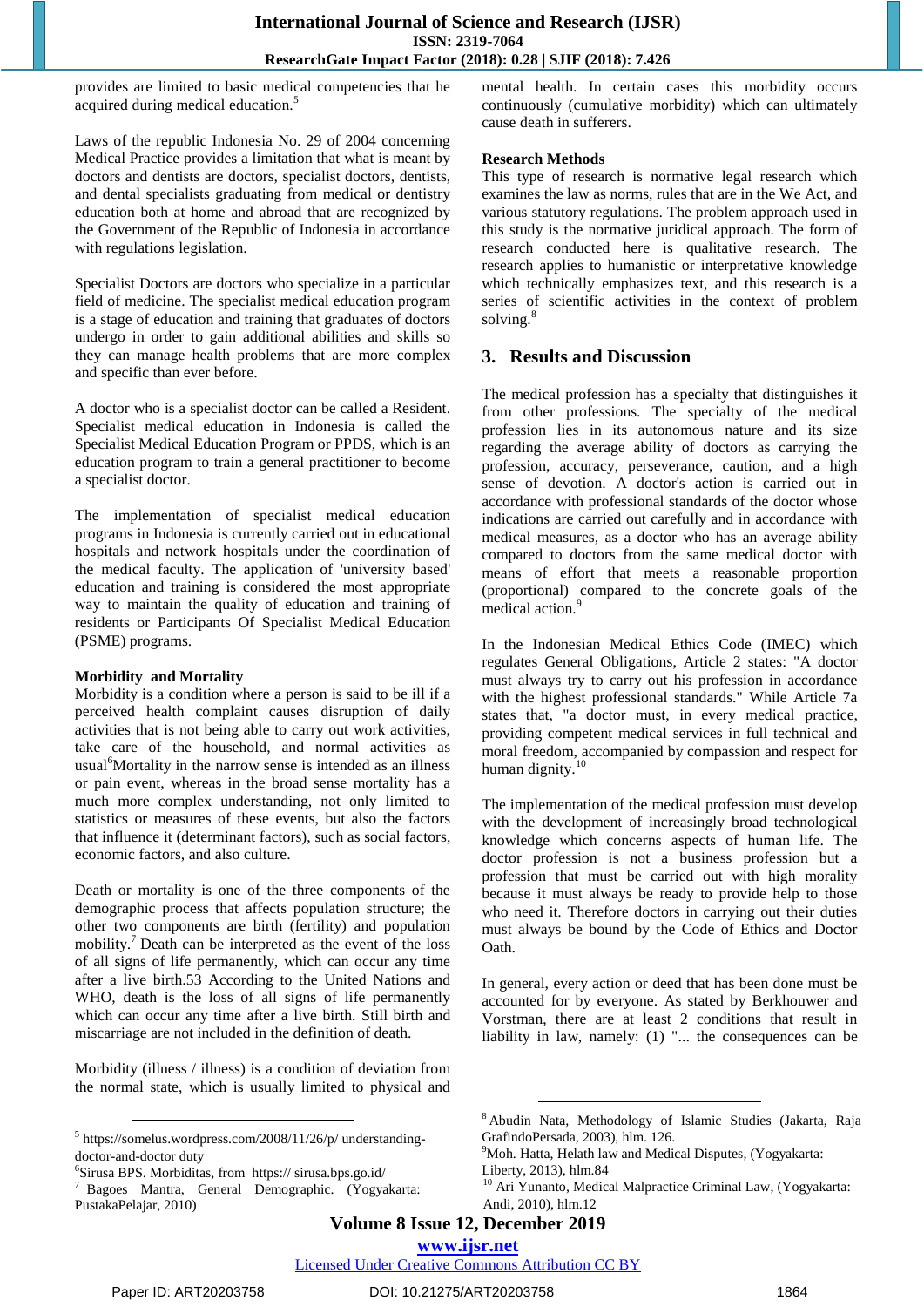provides are limited to basic medical competencies that he acquired during medical education.[5]

Laws of the republic Indonesia No. 29 of 2004 concerning Medical Practice provides a limitation that what is meant by doctors and dentists are doctors, specialist doctors, dentists, and dental specialists graduating from medical or dentistry education both at home and abroad that are recognized by the Government of the Republic of Indonesia in accordance with regulations legislation.

Specialist Doctors are doctors who specialize in a particular field of medicine. The specialist medical education program is a stage of education and training that graduates of doctors undergo in order to gain additional abilities and skills so they can manage health problems that are more complex and specific than ever before.

A doctor who is a specialist doctor can be called a Resident. Specialist medical education in Indonesia is called the Specialist Medical Education Program or PPDS, which is an education program to train a general practitioner to become a specialist doctor.

The implementation of specialist medical education programs in Indonesia is currently carried out in educational hospitals and network hospitals under the coordination of the medical faculty. The application of 'university based' education and training is considered the most appropriate way to maintain the quality of education and training of residents or Participants Of Specialist Medical Education (PSME) programs.

**Morbidity and Mortality**

Morbidity is a condition where a person is said to be ill if a perceived health complaint causes disruption of daily activities that is not being able to carry out work activities, take care of the household, and normal activities as usual[6]Mortality in the narrow sense is intended as an illness or pain event, whereas in the broad sense mortality has a much more complex understanding, not only limited to statistics or measures of these events, but also the factors that influence it (determinant factors), such as social factors, economic factors, and also culture.

Death or mortality is one of the three components of the demographic process that affects population structure; the other two components are birth (fertility) and population mobility.[7] Death can be interpreted as the event of the loss of all signs of life permanently, which can occur any time after a live birth.53 According to the United Nations and WHO, death is the loss of all signs of life permanently which can occur any time after a live birth. Still birth and miscarriage are not included in the definition of death.

Morbidity (illness / illness) is a condition of deviation from the normal state, which is usually limited to physical and mental health. In certain cases this morbidity occurs continuously (cumulative morbidity) which can ultimately cause death in sufferers.

**Research Methods**

This type of research is normative legal research which examines the law as norms, rules that are in the We Act, and various statutory regulations. The problem approach used in this study is the normative juridical approach. The form of research conducted here is qualitative research. The research applies to humanistic or interpretative knowledge which technically emphasizes text, and this research is a series of scientific activities in the context of problem solving.[8]

## 3. Results and Discussion

The medical profession has a specialty that distinguishes it from other professions. The specialty of the medical profession lies in its autonomous nature and its size regarding the average ability of doctors as carrying the profession, accuracy, perseverance, caution, and a high sense of devotion. A doctor's action is carried out in accordance with professional standards of the doctor whose indications are carried out carefully and in accordance with medical measures, as a doctor who has an average ability compared to doctors from the same medical doctor with means of effort that meets a reasonable proportion (proportional) compared to the concrete goals of the medical action.[9]

In the Indonesian Medical Ethics Code (IMEC) which regulates General Obligations, Article 2 states: "A doctor must always try to carry out his profession in accordance with the highest professional standards." While Article 7a states that, "a doctor must, in every medical practice, providing competent medical services in full technical and moral freedom, accompanied by compassion and respect for human dignity.[10]

The implementation of the medical profession must develop with the development of increasingly broad technological knowledge which concerns aspects of human life. The doctor profession is not a business profession but a profession that must be carried out with high morality because it must always be ready to provide help to those who need it. Therefore doctors in carrying out their duties must always be bound by the Code of Ethics and Doctor Oath.

In general, every action or deed that has been done must be accounted for by everyone. As stated by Berkhouwer and Vorstman, there are at least 2 conditions that result in liability in law, namely: (1) "... the consequences can be

---

[5] https://somelus.wordpress.com/2008/11/26/p/ understanding-doctor-and-doctor duty

[6]Sirusa BPS. Morbiditas, from https:// sirusa.bps.go.id/

[7] Bagoes Mantra, General Demographic. (Yogyakarta: PustakaPelajar, 2010)

[8] Abudin Nata, Methodology of Islamic Studies (Jakarta, Raja GrafindoPersada, 2003), hlm. 126.

[9]Moh. Hatta, Helath law and Medical Disputes, (Yogyakarta: Liberty, 2013), hlm.84

[10] Ari Yunanto, Medical Malpractice Criminal Law, (Yogyakarta: Andi, 2010), hlm.12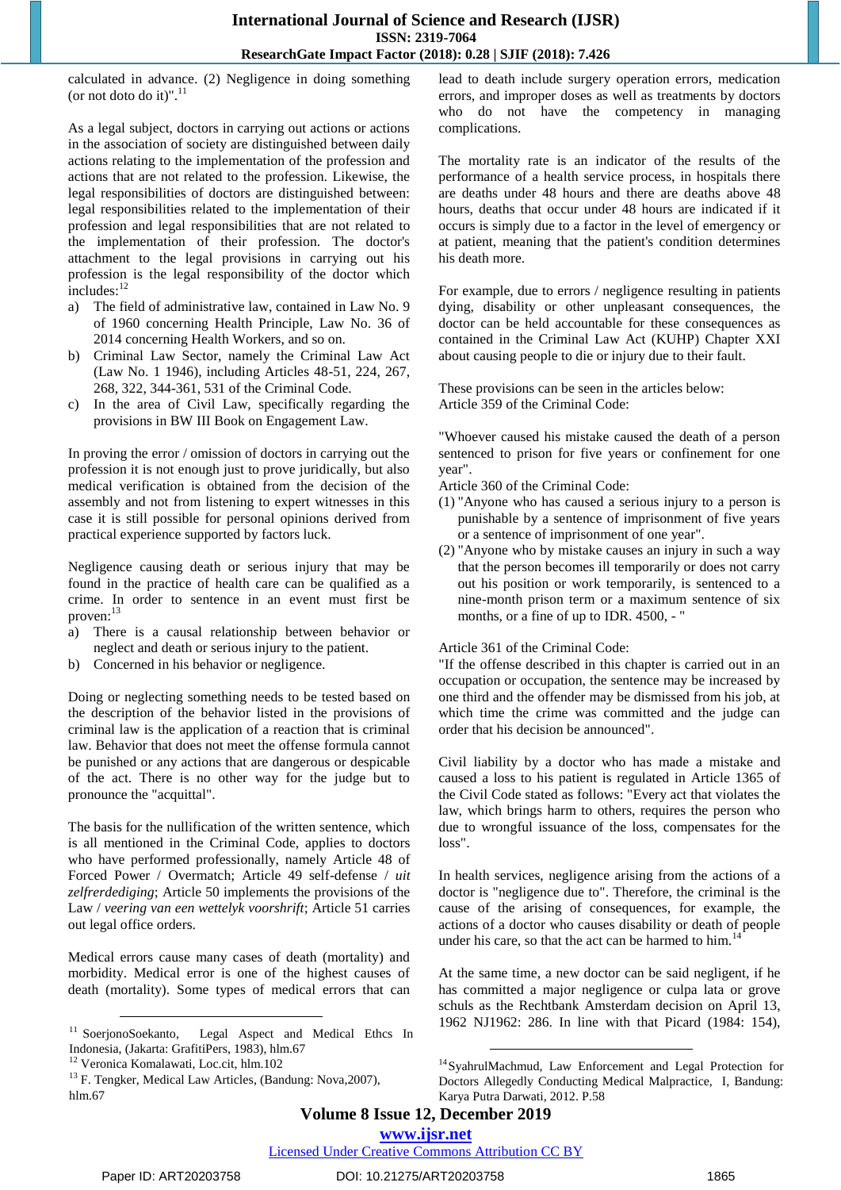calculated in advance. (2) Negligence in doing something (or not doto do it)".[11]

As a legal subject, doctors in carrying out actions or actions in the association of society are distinguished between daily actions relating to the implementation of the profession and actions that are not related to the profession. Likewise, the legal responsibilities of doctors are distinguished between: legal responsibilities related to the implementation of their profession and legal responsibilities that are not related to the implementation of their profession. The doctor's attachment to the legal provisions in carrying out his profession is the legal responsibility of the doctor which includes:[12]

a) The field of administrative law, contained in Law No. 9 of 1960 concerning Health Principle, Law No. 36 of 2014 concerning Health Workers, and so on.
b) Criminal Law Sector, namely the Criminal Law Act (Law No. 1 1946), including Articles 48-51, 224, 267, 268, 322, 344-361, 531 of the Criminal Code.
c) In the area of Civil Law, specifically regarding the provisions in BW III Book on Engagement Law.

In proving the error / omission of doctors in carrying out the profession it is not enough just to prove juridically, but also medical verification is obtained from the decision of the assembly and not from listening to expert witnesses in this case it is still possible for personal opinions derived from practical experience supported by factors luck.

Negligence causing death or serious injury that may be found in the practice of health care can be qualified as a crime. In order to sentence in an event must first be proven:[13]

a) There is a causal relationship between behavior or neglect and death or serious injury to the patient.
b) Concerned in his behavior or negligence.

Doing or neglecting something needs to be tested based on the description of the behavior listed in the provisions of criminal law is the application of a reaction that is criminal law. Behavior that does not meet the offense formula cannot be punished or any actions that are dangerous or despicable of the act. There is no other way for the judge but to pronounce the "acquittal".

The basis for the nullification of the written sentence, which is all mentioned in the Criminal Code, applies to doctors who have performed professionally, namely Article 48 of Forced Power / Overmacht; Article 49 self-defense / *uit zelfrerdediging*; Article 50 implements the provisions of the Law / *veering van een wettelyk voorshrift*; Article 51 carries out legal office orders.

Medical errors cause many cases of death (mortality) and morbidity. Medical error is one of the highest causes of death (mortality). Some types of medical errors that can lead to death include surgery operation errors, medication errors, and improper doses as well as treatments by doctors who do not have the competency in managing complications.

The mortality rate is an indicator of the results of the performance of a health service process, in hospitals there are deaths under 48 hours and there are deaths above 48 hours, deaths that occur under 48 hours are indicated if it occurs is simply due to a factor in the level of emergency or at patient, meaning that the patient's condition determines his death more.

For example, due to errors / negligence resulting in patients dying, disability or other unpleasant consequences, the doctor can be held accountable for these consequences as contained in the Criminal Law Act (KUHP) Chapter XXI about causing people to die or injury due to their fault.

These provisions can be seen in the articles below:
Article 359 of the Criminal Code:

"Whoever caused his mistake caused the death of a person sentenced to prison for five years or confinement for one year".
Article 360 of the Criminal Code:

(1) "Anyone who has caused a serious injury to a person is punishable by a sentence of imprisonment of five years or a sentence of imprisonment of one year".
(2) "Anyone who by mistake causes an injury in such a way that the person becomes ill temporarily or does not carry out his position or work temporarily, is sentenced to a nine-month prison term or a maximum sentence of six months, or a fine of up to IDR. 4500, - "

Article 361 of the Criminal Code:
"If the offense described in this chapter is carried out in an occupation or occupation, the sentence may be increased by one third and the offender may be dismissed from his job, at which time the crime was committed and the judge can order that his decision be announced".

Civil liability by a doctor who has made a mistake and caused a loss to his patient is regulated in Article 1365 of the Civil Code stated as follows: "Every act that violates the law, which brings harm to others, requires the person who due to wrongful issuance of the loss, compensates for the loss".

In health services, negligence arising from the actions of a doctor is "negligence due to". Therefore, the criminal is the cause of the arising of consequences, for example, the actions of a doctor who causes disability or death of people under his care, so that the act can be harmed to him.[14]

At the same time, a new doctor can be said negligent, if he has committed a major negligence or culpa lata or grove schuls as the Rechtbank Amsterdam decision on April 13, 1962 NJ1962: 286. In line with that Picard (1984: 154),

---

[11] SoerjonoSoekanto, Legal Aspect and Medical Ethcs In Indonesia, (Jakarta: GrafitiPers, 1983), hlm.67
[12] Veronica Komalawati, Loc.cit, hlm.102
[13] F. Tengker, Medical Law Articles, (Bandung: Nova,2007), hlm.67
[14] SyahrulMachmud, Law Enforcement and Legal Protection for Doctors Allegedly Conducting Medical Malpractice, I, Bandung: Karya Putra Darwati, 2012. P.58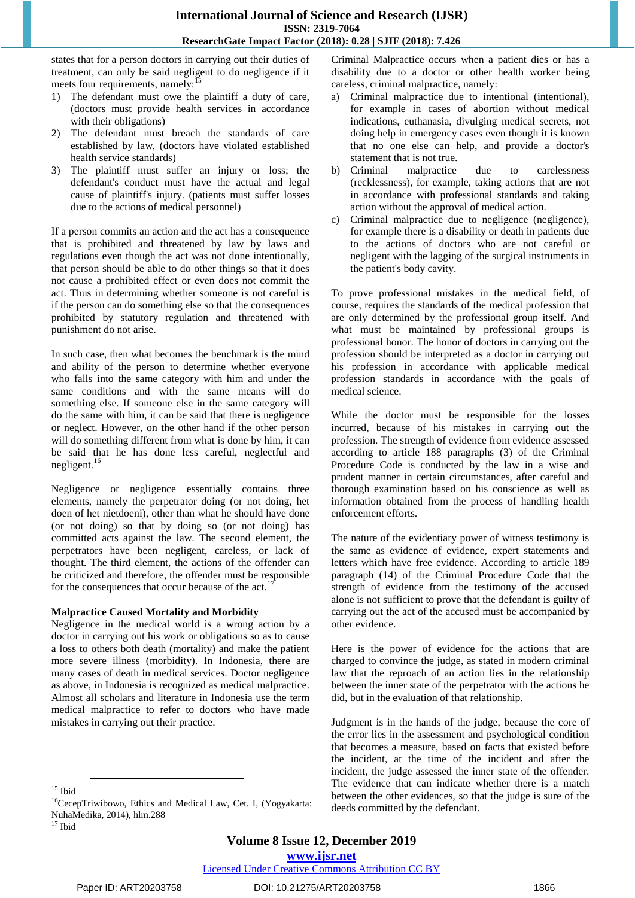states that for a person doctors in carrying out their duties of treatment, can only be said negligent to do negligence if it meets four requirements, namely:[15]

1) The defendant must owe the plaintiff a duty of care, (doctors must provide health services in accordance with their obligations)
2) The defendant must breach the standards of care established by law, (doctors have violated established health service standards)
3) The plaintiff must suffer an injury or loss; the defendant's conduct must have the actual and legal cause of plaintiff's injury. (patients must suffer losses due to the actions of medical personnel)

If a person commits an action and the act has a consequence that is prohibited and threatened by law by laws and regulations even though the act was not done intentionally, that person should be able to do other things so that it does not cause a prohibited effect or even does not commit the act. Thus in determining whether someone is not careful is if the person can do something else so that the consequences prohibited by statutory regulation and threatened with punishment do not arise.

In such case, then what becomes the benchmark is the mind and ability of the person to determine whether everyone who falls into the same category with him and under the same conditions and with the same means will do something else. If someone else in the same category will do the same with him, it can be said that there is negligence or neglect. However, on the other hand if the other person will do something different from what is done by him, it can be said that he has done less careful, neglectful and negligent.[16]

Negligence or negligence essentially contains three elements, namely the perpetrator doing (or not doing, het doen of het nietdoeni), other than what he should have done (or not doing) so that by doing so (or not doing) has committed acts against the law. The second element, the perpetrators have been negligent, careless, or lack of thought. The third element, the actions of the offender can be criticized and therefore, the offender must be responsible for the consequences that occur because of the act.[17]

**Malpractice Caused Mortality and Morbidity**

Negligence in the medical world is a wrong action by a doctor in carrying out his work or obligations so as to cause a loss to others both death (mortality) and make the patient more severe illness (morbidity). In Indonesia, there are many cases of death in medical services. Doctor negligence as above, in Indonesia is recognized as medical malpractice. Almost all scholars and literature in Indonesia use the term medical malpractice to refer to doctors who have made mistakes in carrying out their practice.

Criminal Malpractice occurs when a patient dies or has a disability due to a doctor or other health worker being careless, criminal malpractice, namely:

a) Criminal malpractice due to intentional (intentional), for example in cases of abortion without medical indications, euthanasia, divulging medical secrets, not doing help in emergency cases even though it is known that no one else can help, and provide a doctor's statement that is not true.
b) Criminal malpractice due to carelessness (recklessness), for example, taking actions that are not in accordance with professional standards and taking action without the approval of medical action.
c) Criminal malpractice due to negligence (negligence), for example there is a disability or death in patients due to the actions of doctors who are not careful or negligent with the lagging of the surgical instruments in the patient's body cavity.

To prove professional mistakes in the medical field, of course, requires the standards of the medical profession that are only determined by the professional group itself. And what must be maintained by professional groups is professional honor. The honor of doctors in carrying out the profession should be interpreted as a doctor in carrying out his profession in accordance with applicable medical profession standards in accordance with the goals of medical science.

While the doctor must be responsible for the losses incurred, because of his mistakes in carrying out the profession. The strength of evidence from evidence assessed according to article 188 paragraphs (3) of the Criminal Procedure Code is conducted by the law in a wise and prudent manner in certain circumstances, after careful and thorough examination based on his conscience as well as information obtained from the process of handling health enforcement efforts.

The nature of the evidentiary power of witness testimony is the same as evidence of evidence, expert statements and letters which have free evidence. According to article 189 paragraph (14) of the Criminal Procedure Code that the strength of evidence from the testimony of the accused alone is not sufficient to prove that the defendant is guilty of carrying out the act of the accused must be accompanied by other evidence.

Here is the power of evidence for the actions that are charged to convince the judge, as stated in modern criminal law that the reproach of an action lies in the relationship between the inner state of the perpetrator with the actions he did, but in the evaluation of that relationship.

Judgment is in the hands of the judge, because the core of the error lies in the assessment and psychological condition that becomes a measure, based on facts that existed before the incident, at the time of the incident and after the incident, the judge assessed the inner state of the offender. The evidence that can indicate whether there is a match between the other evidences, so that the judge is sure of the deeds committed by the defendant.

---

[15] Ibid

[16] CecepTriwibowo, Ethics and Medical Law, Cet. I, (Yogyakarta: NuhaMedika, 2014), hlm.288

[17] Ibid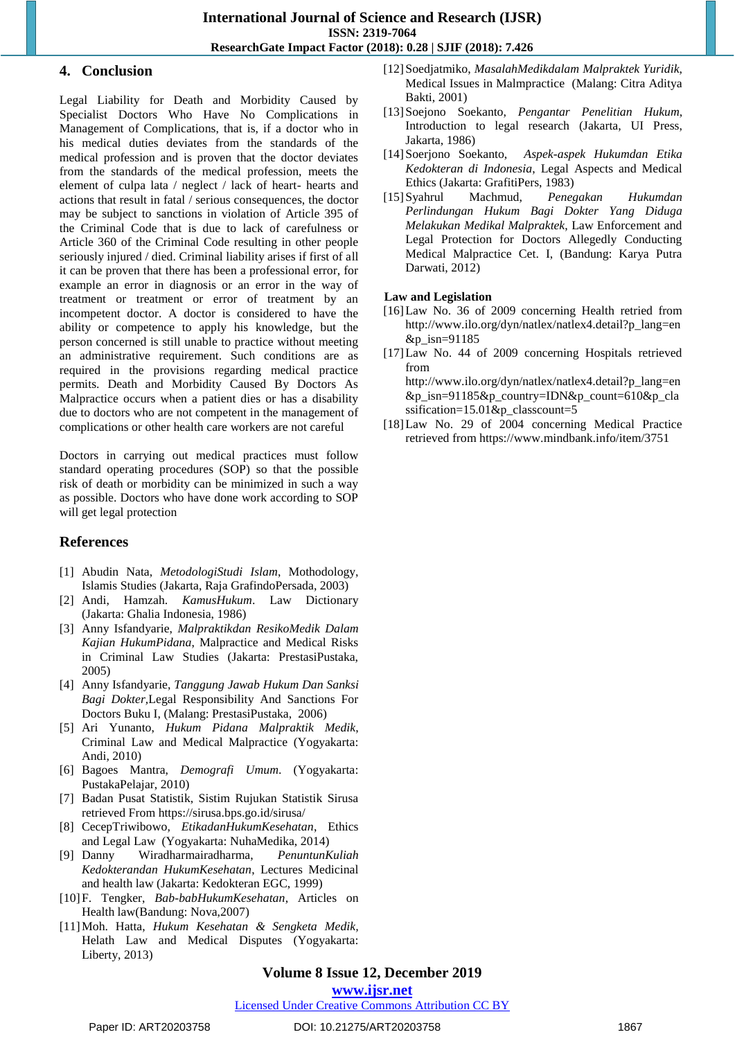## 4. Conclusion

Legal Liability for Death and Morbidity Caused by Specialist Doctors Who Have No Complications in Management of Complications, that is, if a doctor who in his medical duties deviates from the standards of the medical profession and is proven that the doctor deviates from the standards of the medical profession, meets the element of culpa lata / neglect / lack of heart- hearts and actions that result in fatal / serious consequences, the doctor may be subject to sanctions in violation of Article 395 of the Criminal Code that is due to lack of carefulness or Article 360 of the Criminal Code resulting in other people seriously injured / died. Criminal liability arises if first of all it can be proven that there has been a professional error, for example an error in diagnosis or an error in the way of treatment or treatment or error of treatment by an incompetent doctor. A doctor is considered to have the ability or competence to apply his knowledge, but the person concerned is still unable to practice without meeting an administrative requirement. Such conditions are as required in the provisions regarding medical practice permits. Death and Morbidity Caused By Doctors As Malpractice occurs when a patient dies or has a disability due to doctors who are not competent in the management of complications or other health care workers are not careful

Doctors in carrying out medical practices must follow standard operating procedures (SOP) so that the possible risk of death or morbidity can be minimized in such a way as possible. Doctors who have done work according to SOP will get legal protection

## References

[1] Abudin Nata, *MetodologiStudi Islam*, Mothodology, Islamis Studies (Jakarta, Raja GrafindoPersada, 2003)
[2] Andi, Hamzah. *KamusHukum*. Law Dictionary (Jakarta: Ghalia Indonesia, 1986)
[3] Anny Isfandyarie, *Malpraktikdan ResikoMedik Dalam Kajian HukumPidana*, Malpractice and Medical Risks in Criminal Law Studies (Jakarta: PrestasiPustaka, 2005)
[4] Anny Isfandyarie, *Tanggung Jawab Hukum Dan Sanksi Bagi Dokter*,Legal Responsibility And Sanctions For Doctors Buku I, (Malang: PrestasiPustaka, 2006)
[5] Ari Yunanto, *Hukum Pidana Malpraktik Medik*, Criminal Law and Medical Malpractice (Yogyakarta: Andi, 2010)
[6] Bagoes Mantra, *Demografi Umum*. (Yogyakarta: PustakaPelajar, 2010)
[7] Badan Pusat Statistik, Sistim Rujukan Statistik Sirusa retrieved From https://sirusa.bps.go.id/sirusa/
[8] CecepTriwibowo, *EtikadanHukumKesehatan*, Ethics and Legal Law (Yogyakarta: NuhaMedika, 2014)
[9] Danny Wiradharmairadharma, *PenuntunKuliah Kedokterandan HukumKesehatan*, Lectures Medicinal and health law (Jakarta: Kedokteran EGC, 1999)
[10] F. Tengker, *Bab-babHukumKesehatan*, Articles on Health law(Bandung: Nova,2007)
[11] Moh. Hatta, *Hukum Kesehatan & Sengketa Medik*, Helath Law and Medical Disputes (Yogyakarta: Liberty, 2013)
[12] Soedjatmiko, *MasalahMedikdalam Malpraktek Yuridik*, Medical Issues in Malmpractice (Malang: Citra Aditya Bakti, 2001)
[13] Soejono Soekanto, *Pengantar Penelitian Hukum*, Introduction to legal research (Jakarta, UI Press, Jakarta, 1986)
[14] Soerjono Soekanto, *Aspek-aspek Hukumdan Etika Kedokteran di Indonesia*, Legal Aspects and Medical Ethics (Jakarta: GrafitiPers, 1983)
[15] Syahrul Machmud, *Penegakan Hukumdan Perlindungan Hukum Bagi Dokter Yang Diduga Melakukan Medikal Malpraktek*, Law Enforcement and Legal Protection for Doctors Allegedly Conducting Medical Malpractice Cet. I, (Bandung: Karya Putra Darwati, 2012)

**Law and Legislation**

[16] Law No. 36 of 2009 concerning Health retried from http://www.ilo.org/dyn/natlex/natlex4.detail?p_lang=en&p_isn=91185
[17] Law No. 44 of 2009 concerning Hospitals retrieved from http://www.ilo.org/dyn/natlex/natlex4.detail?p_lang=en&p_isn=91185&p_country=IDN&p_count=610&p_classification=15.01&p_classcount=5
[18] Law No. 29 of 2004 concerning Medical Practice retrieved from https://www.mindbank.info/item/3751